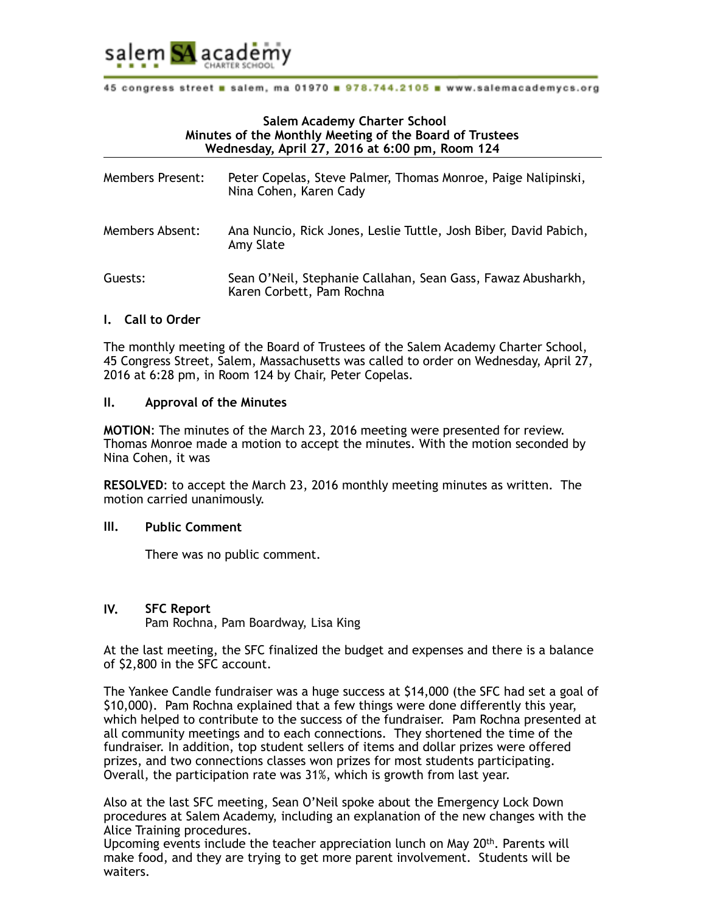salem SA academy CHARTER SCHOOL

45 congress street ▪ salem, ma 01970 ▪ 978.744.2105 ▪ www.salemacademycs.org

**Salem Academy Charter School**
**Minutes of the Monthly Meeting of the Board of Trustees**
**Wednesday, April 27, 2016 at 6:00 pm, Room 124**

Members Present: Peter Copelas, Steve Palmer, Thomas Monroe, Paige Nalipinski, Nina Cohen, Karen Cady

Members Absent: Ana Nuncio, Rick Jones, Leslie Tuttle, Josh Biber, David Pabich, Amy Slate

Guests: Sean O'Neil, Stephanie Callahan, Sean Gass, Fawaz Abusharkh, Karen Corbett, Pam Rochna

## I. Call to Order

The monthly meeting of the Board of Trustees of the Salem Academy Charter School, 45 Congress Street, Salem, Massachusetts was called to order on Wednesday, April 27, 2016 at 6:28 pm, in Room 124 by Chair, Peter Copelas.

## II. Approval of the Minutes

**MOTION**: The minutes of the March 23, 2016 meeting were presented for review. Thomas Monroe made a motion to accept the minutes. With the motion seconded by Nina Cohen, it was

**RESOLVED**: to accept the March 23, 2016 monthly meeting minutes as written. The motion carried unanimously.

## III. Public Comment

There was no public comment.

## IV. SFC Report

Pam Rochna, Pam Boardway, Lisa King

At the last meeting, the SFC finalized the budget and expenses and there is a balance of $2,800 in the SFC account.

The Yankee Candle fundraiser was a huge success at $14,000 (the SFC had set a goal of $10,000). Pam Rochna explained that a few things were done differently this year, which helped to contribute to the success of the fundraiser. Pam Rochna presented at all community meetings and to each connections. They shortened the time of the fundraiser. In addition, top student sellers of items and dollar prizes were offered prizes, and two connections classes won prizes for most students participating. Overall, the participation rate was 31%, which is growth from last year.

Also at the last SFC meeting, Sean O'Neil spoke about the Emergency Lock Down procedures at Salem Academy, including an explanation of the new changes with the Alice Training procedures.
Upcoming events include the teacher appreciation lunch on May 20th. Parents will make food, and they are trying to get more parent involvement. Students will be waiters.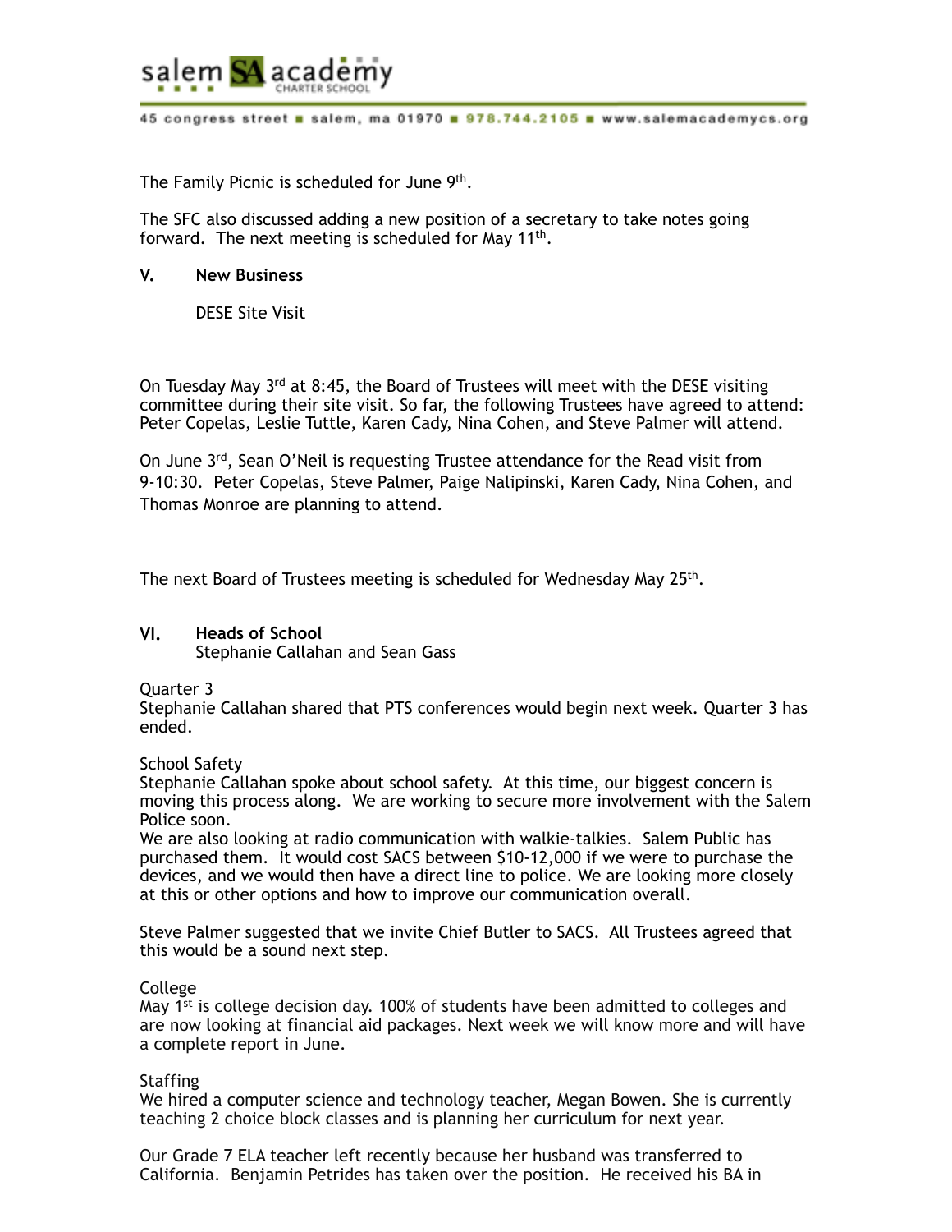The Family Picnic is scheduled for June 9th.

The SFC also discussed adding a new position of a secretary to take notes going forward. The next meeting is scheduled for May 11th.

## V. New Business

DESE Site Visit

On Tuesday May 3rd at 8:45, the Board of Trustees will meet with the DESE visiting committee during their site visit. So far, the following Trustees have agreed to attend: Peter Copelas, Leslie Tuttle, Karen Cady, Nina Cohen, and Steve Palmer will attend.

On June 3rd, Sean O'Neil is requesting Trustee attendance for the Read visit from 9-10:30. Peter Copelas, Steve Palmer, Paige Nalipinski, Karen Cady, Nina Cohen, and Thomas Monroe are planning to attend.

The next Board of Trustees meeting is scheduled for Wednesday May 25th.

## VI. Heads of School

Stephanie Callahan and Sean Gass

Quarter 3
Stephanie Callahan shared that PTS conferences would begin next week. Quarter 3 has ended.

School Safety
Stephanie Callahan spoke about school safety. At this time, our biggest concern is moving this process along. We are working to secure more involvement with the Salem Police soon.
We are also looking at radio communication with walkie-talkies. Salem Public has purchased them. It would cost SACS between $10-12,000 if we were to purchase the devices, and we would then have a direct line to police. We are looking more closely at this or other options and how to improve our communication overall.

Steve Palmer suggested that we invite Chief Butler to SACS. All Trustees agreed that this would be a sound next step.

College
May 1st is college decision day. 100% of students have been admitted to colleges and are now looking at financial aid packages. Next week we will know more and will have a complete report in June.

Staffing
We hired a computer science and technology teacher, Megan Bowen. She is currently teaching 2 choice block classes and is planning her curriculum for next year.

Our Grade 7 ELA teacher left recently because her husband was transferred to California. Benjamin Petrides has taken over the position. He received his BA in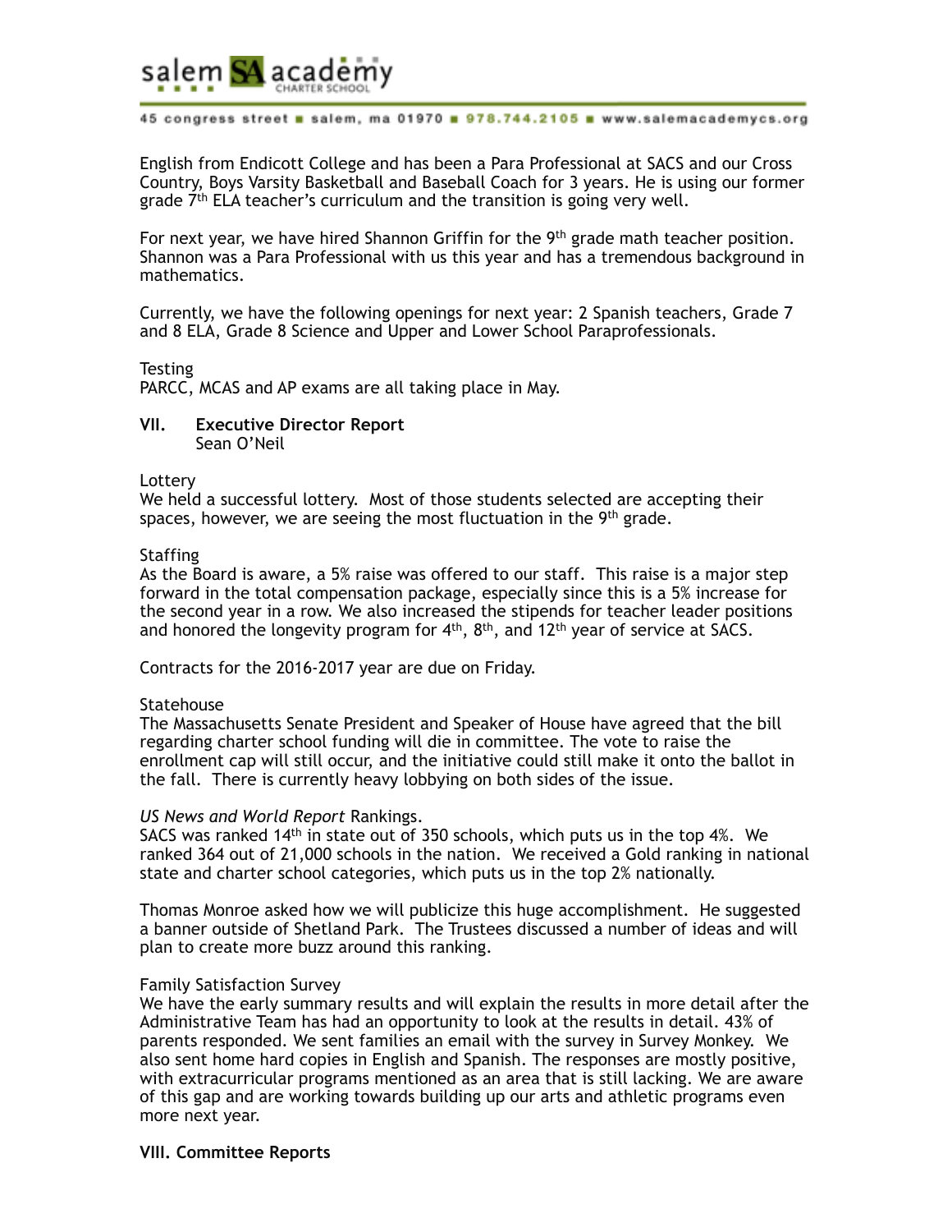English from Endicott College and has been a Para Professional at SACS and our Cross Country, Boys Varsity Basketball and Baseball Coach for 3 years. He is using our former grade 7th ELA teacher's curriculum and the transition is going very well.

For next year, we have hired Shannon Griffin for the 9th grade math teacher position. Shannon was a Para Professional with us this year and has a tremendous background in mathematics.

Currently, we have the following openings for next year: 2 Spanish teachers, Grade 7 and 8 ELA, Grade 8 Science and Upper and Lower School Paraprofessionals.

Testing
PARCC, MCAS and AP exams are all taking place in May.

**VII. Executive Director Report**
Sean O'Neil

Lottery
We held a successful lottery. Most of those students selected are accepting their spaces, however, we are seeing the most fluctuation in the 9th grade.

Staffing
As the Board is aware, a 5% raise was offered to our staff. This raise is a major step forward in the total compensation package, especially since this is a 5% increase for the second year in a row. We also increased the stipends for teacher leader positions and honored the longevity program for 4th, 8th, and 12th year of service at SACS.

Contracts for the 2016-2017 year are due on Friday.

Statehouse
The Massachusetts Senate President and Speaker of House have agreed that the bill regarding charter school funding will die in committee. The vote to raise the enrollment cap will still occur, and the initiative could still make it onto the ballot in the fall. There is currently heavy lobbying on both sides of the issue.

*US News and World Report* Rankings.
SACS was ranked 14th in state out of 350 schools, which puts us in the top 4%. We ranked 364 out of 21,000 schools in the nation. We received a Gold ranking in national state and charter school categories, which puts us in the top 2% nationally.

Thomas Monroe asked how we will publicize this huge accomplishment. He suggested a banner outside of Shetland Park. The Trustees discussed a number of ideas and will plan to create more buzz around this ranking.

Family Satisfaction Survey
We have the early summary results and will explain the results in more detail after the Administrative Team has had an opportunity to look at the results in detail. 43% of parents responded. We sent families an email with the survey in Survey Monkey. We also sent home hard copies in English and Spanish. The responses are mostly positive, with extracurricular programs mentioned as an area that is still lacking. We are aware of this gap and are working towards building up our arts and athletic programs even more next year.

**VIII. Committee Reports**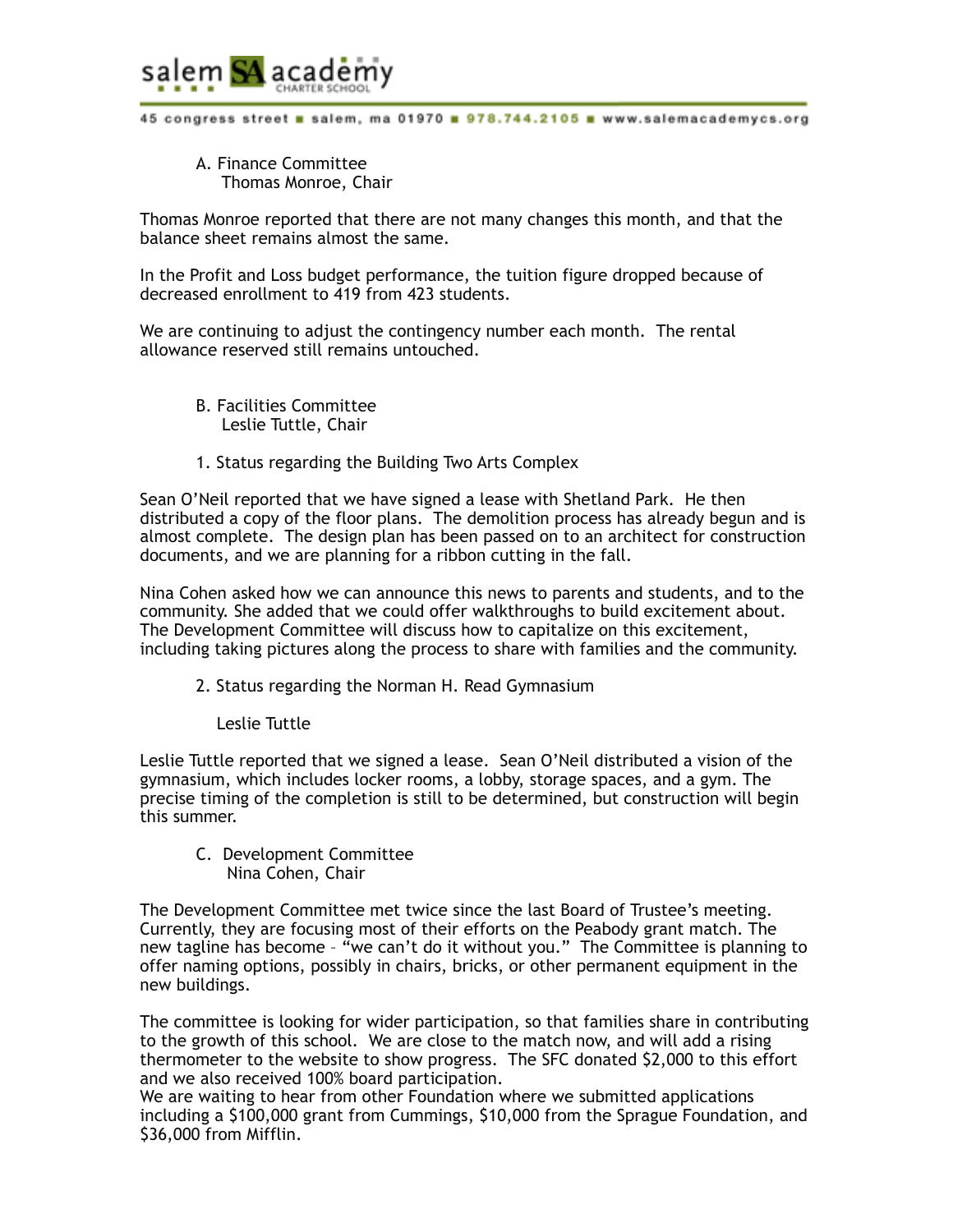A. Finance Committee
Thomas Monroe, Chair

Thomas Monroe reported that there are not many changes this month, and that the balance sheet remains almost the same.

In the Profit and Loss budget performance, the tuition figure dropped because of decreased enrollment to 419 from 423 students.

We are continuing to adjust the contingency number each month. The rental allowance reserved still remains untouched.

B. Facilities Committee
Leslie Tuttle, Chair

1. Status regarding the Building Two Arts Complex

Sean O'Neil reported that we have signed a lease with Shetland Park. He then distributed a copy of the floor plans. The demolition process has already begun and is almost complete. The design plan has been passed on to an architect for construction documents, and we are planning for a ribbon cutting in the fall.

Nina Cohen asked how we can announce this news to parents and students, and to the community. She added that we could offer walkthroughs to build excitement about. The Development Committee will discuss how to capitalize on this excitement, including taking pictures along the process to share with families and the community.

2. Status regarding the Norman H. Read Gymnasium

Leslie Tuttle

Leslie Tuttle reported that we signed a lease. Sean O'Neil distributed a vision of the gymnasium, which includes locker rooms, a lobby, storage spaces, and a gym. The precise timing of the completion is still to be determined, but construction will begin this summer.

C. Development Committee
Nina Cohen, Chair

The Development Committee met twice since the last Board of Trustee's meeting. Currently, they are focusing most of their efforts on the Peabody grant match. The new tagline has become – "we can't do it without you." The Committee is planning to offer naming options, possibly in chairs, bricks, or other permanent equipment in the new buildings.

The committee is looking for wider participation, so that families share in contributing to the growth of this school. We are close to the match now, and will add a rising thermometer to the website to show progress. The SFC donated $2,000 to this effort and we also received 100% board participation.
We are waiting to hear from other Foundation where we submitted applications including a $100,000 grant from Cummings, $10,000 from the Sprague Foundation, and $36,000 from Mifflin.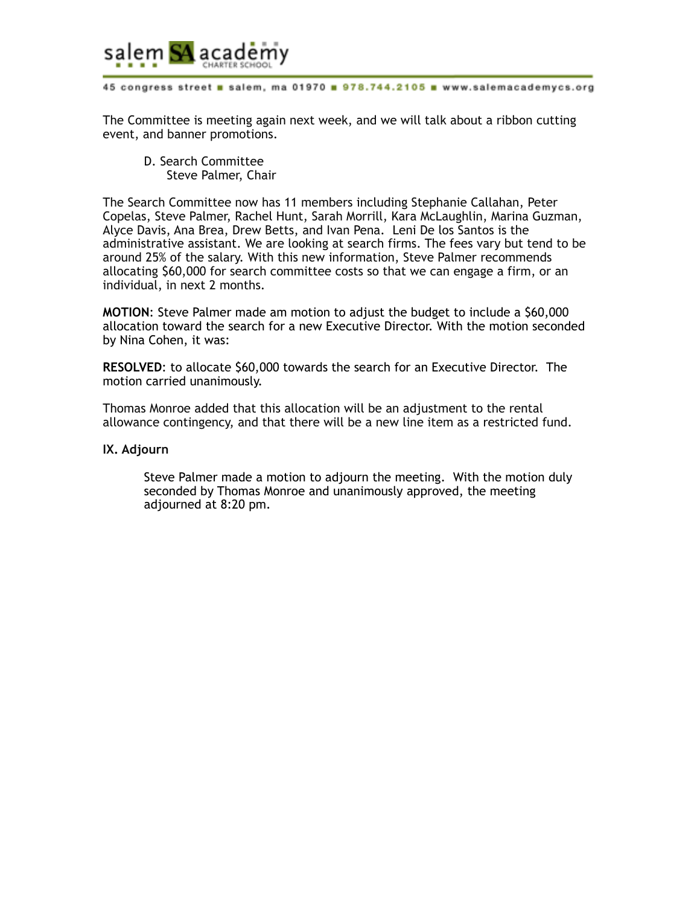The Committee is meeting again next week, and we will talk about a ribbon cutting event, and banner promotions.

D. Search Committee
Steve Palmer, Chair

The Search Committee now has 11 members including Stephanie Callahan, Peter Copelas, Steve Palmer, Rachel Hunt, Sarah Morrill, Kara McLaughlin, Marina Guzman, Alyce Davis, Ana Brea, Drew Betts, and Ivan Pena. Leni De los Santos is the administrative assistant. We are looking at search firms. The fees vary but tend to be around 25% of the salary. With this new information, Steve Palmer recommends allocating $60,000 for search committee costs so that we can engage a firm, or an individual, in next 2 months.

**MOTION**: Steve Palmer made am motion to adjust the budget to include a $60,000 allocation toward the search for a new Executive Director. With the motion seconded by Nina Cohen, it was:

**RESOLVED**: to allocate $60,000 towards the search for an Executive Director. The motion carried unanimously.

Thomas Monroe added that this allocation will be an adjustment to the rental allowance contingency, and that there will be a new line item as a restricted fund.

**IX. Adjourn**

Steve Palmer made a motion to adjourn the meeting. With the motion duly seconded by Thomas Monroe and unanimously approved, the meeting adjourned at 8:20 pm.